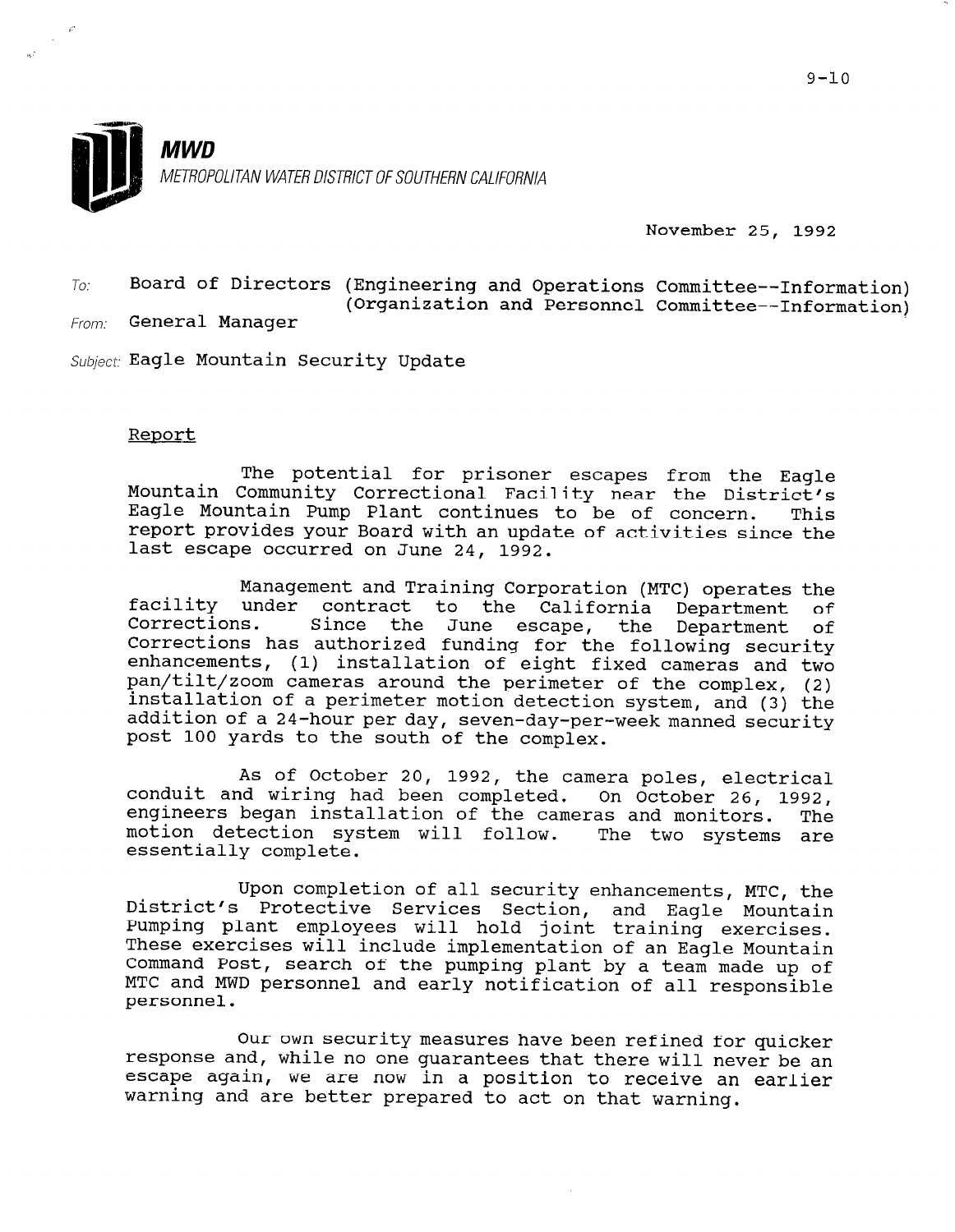9-10

**MWD**
*METROPOLITAN WATER DISTRICT OF SOUTHERN CALIFORNIA*

November 25, 1992

*To:* Board of Directors (Engineering and Operations Committee--Information)
(Organization and Personnel Committee--Information)

*From:* General Manager

*Subject:* Eagle Mountain Security Update

## Report

The potential for prisoner escapes from the Eagle Mountain Community Correctional Facility near the District's Eagle Mountain Pump Plant continues to be of concern. This report provides your Board with an update of activities since the last escape occurred on June 24, 1992.

Management and Training Corporation (MTC) operates the facility under contract to the California Department of Corrections. Since the June escape, the Department of Corrections has authorized funding for the following security enhancements, (1) installation of eight fixed cameras and two pan/tilt/zoom cameras around the perimeter of the complex, (2) installation of a perimeter motion detection system, and (3) the addition of a 24-hour per day, seven-day-per-week manned security post 100 yards to the south of the complex.

As of October 20, 1992, the camera poles, electrical conduit and wiring had been completed. On October 26, 1992, engineers began installation of the cameras and monitors. The motion detection system will follow. The two systems are essentially complete.

Upon completion of all security enhancements, MTC, the District's Protective Services Section, and Eagle Mountain Pumping plant employees will hold joint training exercises. These exercises will include implementation of an Eagle Mountain Command Post, search of the pumping plant by a team made up of MTC and MWD personnel and early notification of all responsible personnel.

Our own security measures have been refined for quicker response and, while no one guarantees that there will never be an escape again, we are now in a position to receive an earlier warning and are better prepared to act on that warning.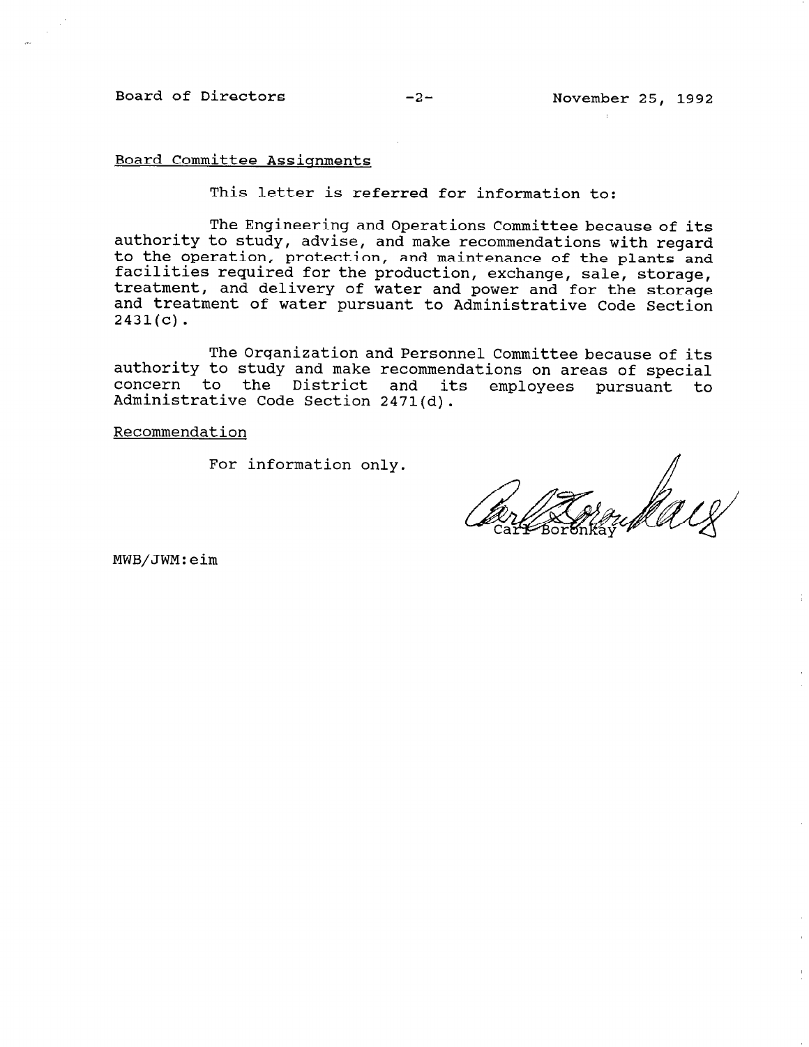Board Committee Assignments

This letter is referred for information to:

The Engineering and Operations Committee because of its authority to study, advise, and make recommendations with regard to the operation, protection, and maintenance of the plants and facilities required for the production, exchange, sale, storage, treatment, and delivery of water and power and for the storage and treatment of water pursuant to Administrative Code Section 2431(c).

The Organization and Personnel Committee because of its authority to study and make recommendations on areas of special concern to the District and its employees pursuant to Administrative Code Section 2471(d).

Recommendation

For information only.

Carl Boronkay

MWB/JWM:eim